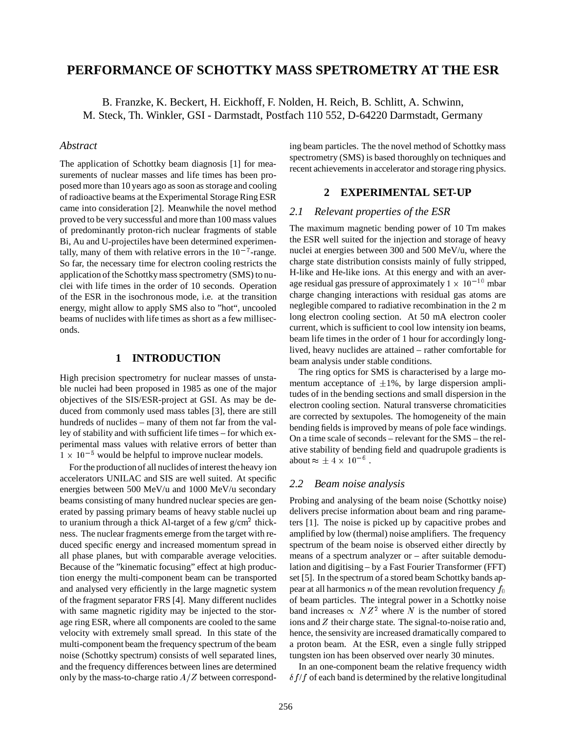# PERFORMANCE OF SCHOTTKY MASS SPETROMETRY AT THE ESR

B. Franzke, K. Beckert, H. Eickhoff, F. Nolden, H. Reich, B. Schlitt, A. Schwinn, M. Steck, Th. Winkler, GSI - Darmstadt, Postfach 110 552, D-64220 Darmstadt, Germany

## *Abstract*

The application of Schottky beam diagnosis [1] for measurements of nuclear masses and life times has been proposed more than 10 years ago as soon as storage and cooling of radioactive beams at the Experimental Storage Ring ESR came into consideration [2]. Meanwhile the novel method proved to be very successful and more than 100 mass values of predominantly proton-rich nuclear fragments of stable Bi, Au and U-projectiles have been determined experimentally, many of them with relative errors in the $10^{-7}$-range. So far, the necessary time for electron cooling restricts the application of the Schottky mass spectrometry (SMS) to nuclei with life times in the order of 10 seconds. Operation of the ESR in the isochronous mode, i.e. at the transition energy, might allow to apply SMS also to "hot", uncooled beams of nuclides with life times as short as a few milliseconds.

## 1 INTRODUCTION

High precision spectrometry for nuclear masses of unstable nuclei had been proposed in 1985 as one of the major objectives of the SIS/ESR-project at GSI. As may be deduced from commonly used mass tables [3], there are still hundreds of nuclides – many of them not far from the valley of stability and with sufficient life times – for which experimental mass values with relative errors of better than $1 \times 10^{-5}$ would be helpful to improve nuclear models.

For the production of all nuclides of interest the heavy ion accelerators UNILAC and SIS are well suited. At specific energies between 500 MeV/u and 1000 MeV/u secondary beams consisting of many hundred nuclear species are generated by passing primary beams of heavy stable nuclei up to uranium through a thick Al-target of a few g/cm$^2$ thickness. The nuclear fragments emerge from the target with reduced specific energy and increased momentum spread in all phase planes, but with comparable average velocities. Because of the "kinematic focusing" effect at high production energy the multi-component beam can be transported and analysed very efficiently in the large magnetic system of the fragment separator FRS [4]. Many different nuclides with same magnetic rigidity may be injected to the storage ring ESR, where all components are cooled to the same velocity with extremely small spread. In this state of the multi-component beam the frequency spectrum of the beam noise (Schottky spectrum) consists of well separated lines, and the frequency differences between lines are determined only by the mass-to-charge ratio $A/Z$ between corresponding beam particles. The the novel method of Schottky mass spectrometry (SMS) is based thoroughly on techniques and recent achievements in accelerator and storage ring physics.

## 2 EXPERIMENTAL SET-UP

### *2.1 Relevant properties of the ESR*

The maximum magnetic bending power of 10 Tm makes the ESR well suited for the injection and storage of heavy nuclei at energies between 300 and 500 MeV/u, where the charge state distribution consists mainly of fully stripped, H-like and He-like ions. At this energy and with an average residual gas pressure of approximately $1 \times 10^{-10}$ mbar charge changing interactions with residual gas atoms are neglegible compared to radiative recombination in the 2 m long electron cooling section. At 50 mA electron cooler current, which is sufficient to cool low intensity ion beams, beam life times in the order of 1 hour for accordingly long-lived, heavy nuclides are attained – rather comfortable for beam analysis under stable conditions.

The ring optics for SMS is characterised by a large momentum acceptance of $\pm 1\%$, by large dispersion amplitudes of in the bending sections and small dispersion in the electron cooling section. Natural transverse chromaticities are corrected by sextupoles. The homogeneity of the main bending fields is improved by means of pole face windings. On a time scale of seconds – relevant for the SMS – the relative stability of bending field and quadrupole gradients is about $\approx \pm 4 \times 10^{-6}$ .

### *2.2 Beam noise analysis*

Probing and analysing of the beam noise (Schottky noise) delivers precise information about beam and ring parameters [1]. The noise is picked up by capacitive probes and amplified by low (thermal) noise amplifiers. The frequency spectrum of the beam noise is observed either directly by means of a spectrum analyzer or – after suitable demodulation and digitising – by a Fast Fourier Transformer (FFT) set [5]. In the spectrum of a stored beam Schottky bands appear at all harmonics $n$ of the mean revolution frequency $f_0$ of beam particles. The integral power in a Schottky noise band increases $\propto NZ^2$ where $N$ is the number of stored ions and $Z$ their charge state. The signal-to-noise ratio and, hence, the sensivity are increased dramatically compared to a proton beam. At the ESR, even a single fully stripped tungsten ion has been observed over nearly 30 minutes.

In an one-component beam the relative frequency width $\delta f/f$ of each band is determined by the relative longitudinal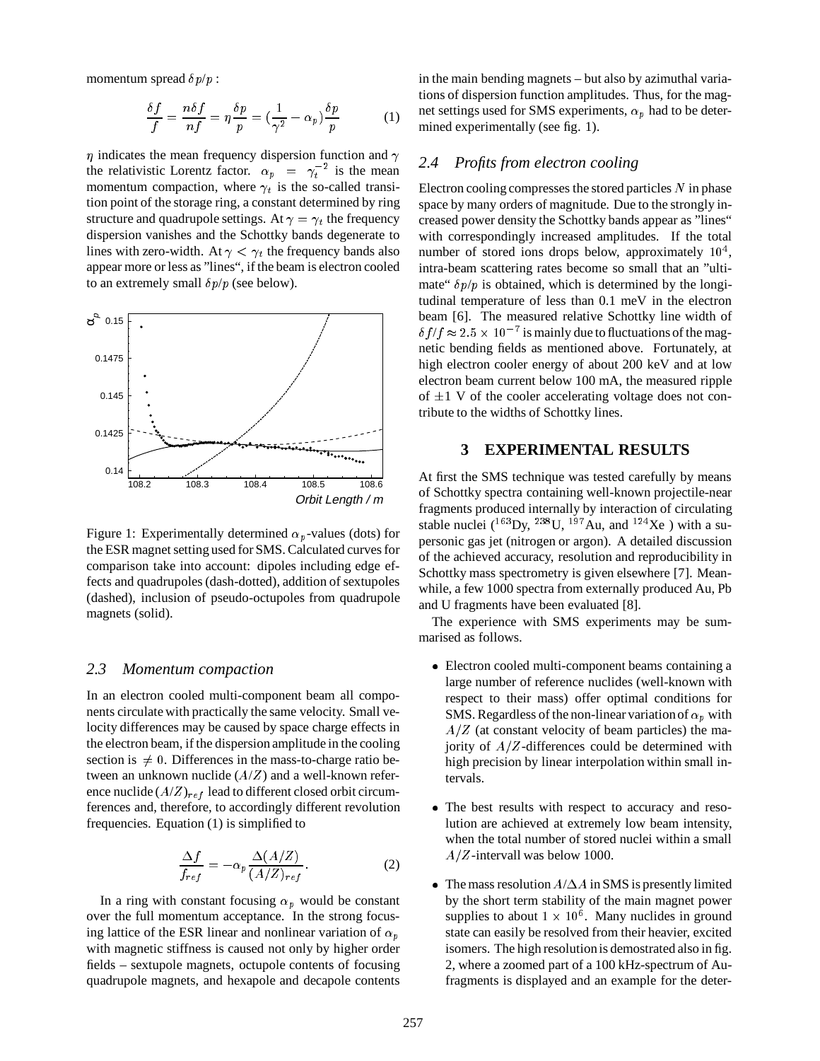momentum spread $\delta p/p$ :

$$\frac{\delta f}{f} = \frac{n\delta f}{nf} = \eta \frac{\delta p}{p} = (\frac{1}{\gamma^2} - \alpha_p)\frac{\delta p}{p} \tag{1}$$

$\eta$ indicates the mean frequency dispersion function and $\gamma$ the relativistic Lorentz factor. $\alpha_p = \gamma_t^{-2}$ is the mean momentum compaction, where $\gamma_t$ is the so-called transition point of the storage ring, a constant determined by ring structure and quadrupole settings. At $\gamma = \gamma_t$ the frequency dispersion vanishes and the Schottky bands degenerate to lines with zero-width. At $\gamma < \gamma_t$ the frequency bands also appear more or less as "lines", if the beam is electron cooled to an extremely small $\delta p/p$ (see below).

Figure 1: Experimentally determined $\alpha_p$-values (dots) for the ESR magnet setting used for SMS. Calculated curves for comparison take into account: dipoles including edge effects and quadrupoles (dash-dotted), addition of sextupoles (dashed), inclusion of pseudo-octupoles from quadrupole magnets (solid).

### *2.3 Momentum compaction*

In an electron cooled multi-component beam all components circulate with practically the same velocity. Small velocity differences may be caused by space charge effects in the electron beam, if the dispersion amplitude in the cooling section is $\neq 0$. Differences in the mass-to-charge ratio between an unknown nuclide $(A/Z)$ and a well-known reference nuclide $(A/Z)_{ref}$ lead to different closed orbit circumferences and, therefore, to accordingly different revolution frequencies. Equation (1) is simplified to

$$\frac{\Delta f}{f_{ref}} = -\alpha_p \frac{\Delta(A/Z)}{(A/Z)_{ref}}. \tag{2}$$

In a ring with constant focusing $\alpha_p$ would be constant over the full momentum acceptance. In the strong focusing lattice of the ESR linear and nonlinear variation of $\alpha_p$ with magnetic stiffness is caused not only by higher order fields – sextupole magnets, octupole contents of focusing quadrupole magnets, and hexapole and decapole contents in the main bending magnets – but also by azimuthal variations of dispersion function amplitudes. Thus, for the magnet settings used for SMS experiments, $\alpha_p$ had to be determined experimentally (see fig. 1).

### *2.4 Profits from electron cooling*

Electron cooling compresses the stored particles $N$ in phase space by many orders of magnitude. Due to the strongly increased power density the Schottky bands appear as "lines" with correspondingly increased amplitudes. If the total number of stored ions drops below, approximately $10^4$, intra-beam scattering rates become so small that an "ultimate" $\delta p/p$ is obtained, which is determined by the longitudinal temperature of less than 0.1 meV in the electron beam [6]. The measured relative Schottky line width of $\delta f/f \approx 2.5 \times 10^{-7}$ is mainly due to fluctuations of the magnetic bending fields as mentioned above. Fortunately, at high electron cooler energy of about 200 keV and at low electron beam current below 100 mA, the measured ripple of $\pm 1$ V of the cooler accelerating voltage does not contribute to the widths of Schottky lines.

## 3 EXPERIMENTAL RESULTS

At first the SMS technique was tested carefully by means of Schottky spectra containing well-known projectile-near fragments produced internally by interaction of circulating stable nuclei ($^{163}$Dy, $^{238}$U, $^{197}$Au, and $^{124}$Xe ) with a supersonic gas jet (nitrogen or argon). A detailed discussion of the achieved accuracy, resolution and reproducibility in Schottky mass spectrometry is given elsewhere [7]. Meanwhile, a few 1000 spectra from externally produced Au, Pb and U fragments have been evaluated [8].

The experience with SMS experiments may be summarised as follows.

- Electron cooled multi-component beams containing a large number of reference nuclides (well-known with respect to their mass) offer optimal conditions for SMS. Regardless of the non-linear variation of $\alpha_p$ with $A/Z$ (at constant velocity of beam particles) the majority of $A/Z$-differences could be determined with high precision by linear interpolation within small intervals.
- The best results with respect to accuracy and resolution are achieved at extremely low beam intensity, when the total number of stored nuclei within a small $A/Z$-intervall was below 1000.
- The mass resolution $A/\Delta A$ in SMS is presently limited by the short term stability of the main magnet power supplies to about $1 \times 10^6$. Many nuclides in ground state can easily be resolved from their heavier, excited isomers. The high resolution is demostrated also in fig. 2, where a zoomed part of a 100 kHz-spectrum of Au-fragments is displayed and an example for the deter-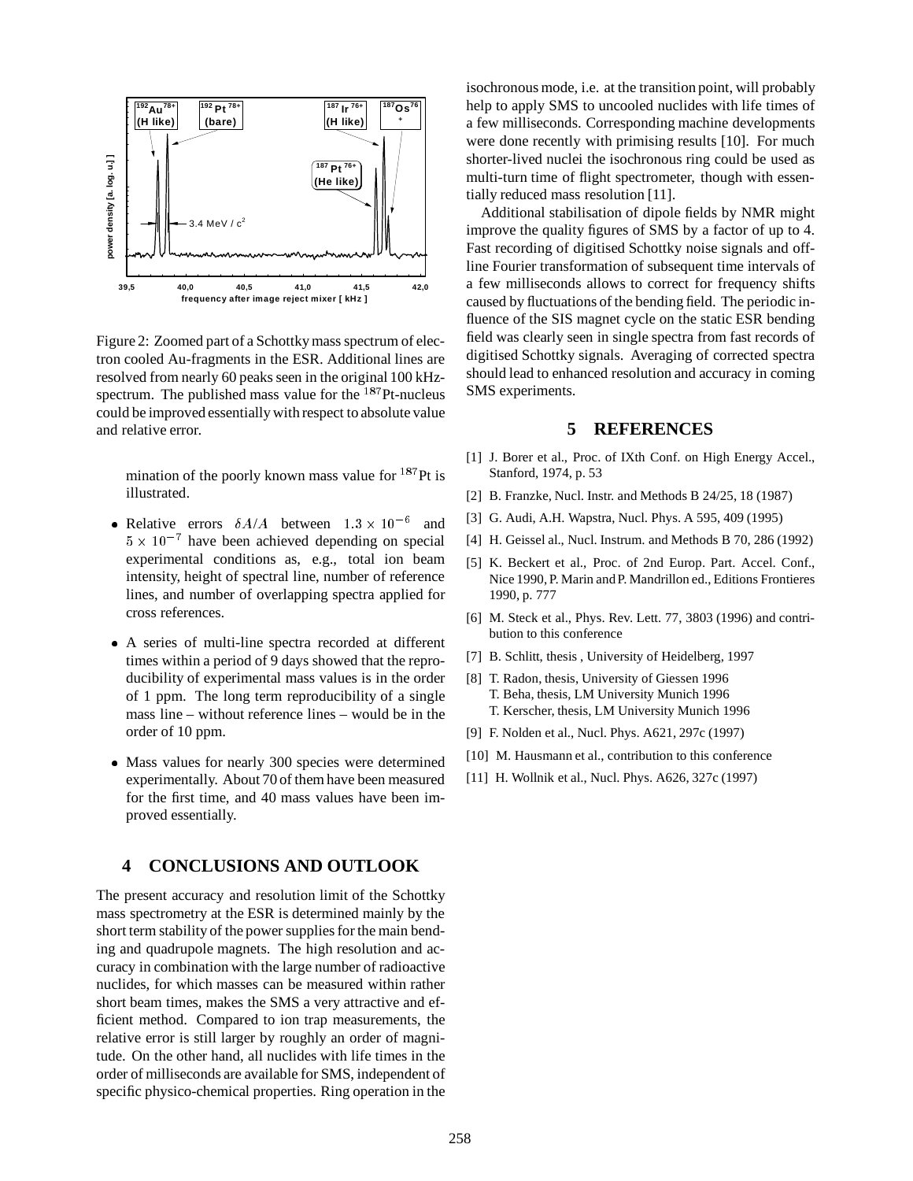$^{192}$Au$^{78+}$ (H like)

$^{192}$Pt$^{78+}$ (bare)

$^{187}$Ir$^{76+}$ (H like)

$^{187}$Os$^{76+}$

$^{187}$Pt$^{76+}$ (He like)

3.4 MeV / c$^2$

power density [a. log. u.]

39,5 40,0 40,5 41,0 41,5 42,0

frequency after image reject mixer [ kHz ]

Figure 2: Zoomed part of a Schottky mass spectrum of electron cooled Au-fragments in the ESR. Additional lines are resolved from nearly 60 peaks seen in the original 100 kHz-spectrum. The published mass value for the $^{187}$Pt-nucleus could be improved essentially with respect to absolute value and relative error.

mination of the poorly known mass value for $^{187}$Pt is illustrated.

- Relative errors $\delta A/A$ between $1.3 \times 10^{-6}$ and $5 \times 10^{-7}$ have been achieved depending on special experimental conditions as, e.g., total ion beam intensity, height of spectral line, number of reference lines, and number of overlapping spectra applied for cross references.
- A series of multi-line spectra recorded at different times within a period of 9 days showed that the reproducibility of experimental mass values is in the order of 1 ppm. The long term reproducibility of a single mass line – without reference lines – would be in the order of 10 ppm.
- Mass values for nearly 300 species were determined experimentally. About 70 of them have been measured for the first time, and 40 mass values have been improved essentially.

## 4 CONCLUSIONS AND OUTLOOK

The present accuracy and resolution limit of the Schottky mass spectrometry at the ESR is determined mainly by the short term stability of the power supplies for the main bending and quadrupole magnets. The high resolution and accuracy in combination with the large number of radioactive nuclides, for which masses can be measured within rather short beam times, makes the SMS a very attractive and efficient method. Compared to ion trap measurements, the relative error is still larger by roughly an order of magnitude. On the other hand, all nuclides with life times in the order of milliseconds are available for SMS, independent of specific physico-chemical properties. Ring operation in the isochronous mode, i.e. at the transition point, will probably help to apply SMS to uncooled nuclides with life times of a few milliseconds. Corresponding machine developments were done recently with primising results [10]. For much shorter-lived nuclei the isochronous ring could be used as multi-turn time of flight spectrometer, though with essentially reduced mass resolution [11].

Additional stabilisation of dipole fields by NMR might improve the quality figures of SMS by a factor of up to 4. Fast recording of digitised Schottky noise signals and offline Fourier transformation of subsequent time intervals of a few milliseconds allows to correct for frequency shifts caused by fluctuations of the bending field. The periodic influence of the SIS magnet cycle on the static ESR bending field was clearly seen in single spectra from fast records of digitised Schottky signals. Averaging of corrected spectra should lead to enhanced resolution and accuracy in coming SMS experiments.

## 5 REFERENCES

[1] J. Borer et al., Proc. of IXth Conf. on High Energy Accel., Stanford, 1974, p. 53

[2] B. Franzke, Nucl. Instr. and Methods B 24/25, 18 (1987)

[3] G. Audi, A.H. Wapstra, Nucl. Phys. A 595, 409 (1995)

[4] H. Geissel al., Nucl. Instrum. and Methods B 70, 286 (1992)

[5] K. Beckert et al., Proc. of 2nd Europ. Part. Accel. Conf., Nice 1990, P. Marin and P. Mandrillon ed., Editions Frontieres 1990, p. 777

[6] M. Steck et al., Phys. Rev. Lett. 77, 3803 (1996) and contribution to this conference

[7] B. Schlitt, thesis , University of Heidelberg, 1997

[8] T. Radon, thesis, University of Giessen 1996
T. Beha, thesis, LM University Munich 1996
T. Kerscher, thesis, LM University Munich 1996

[9] F. Nolden et al., Nucl. Phys. A621, 297c (1997)

[10] M. Hausmann et al., contribution to this conference

[11] H. Wollnik et al., Nucl. Phys. A626, 327c (1997)